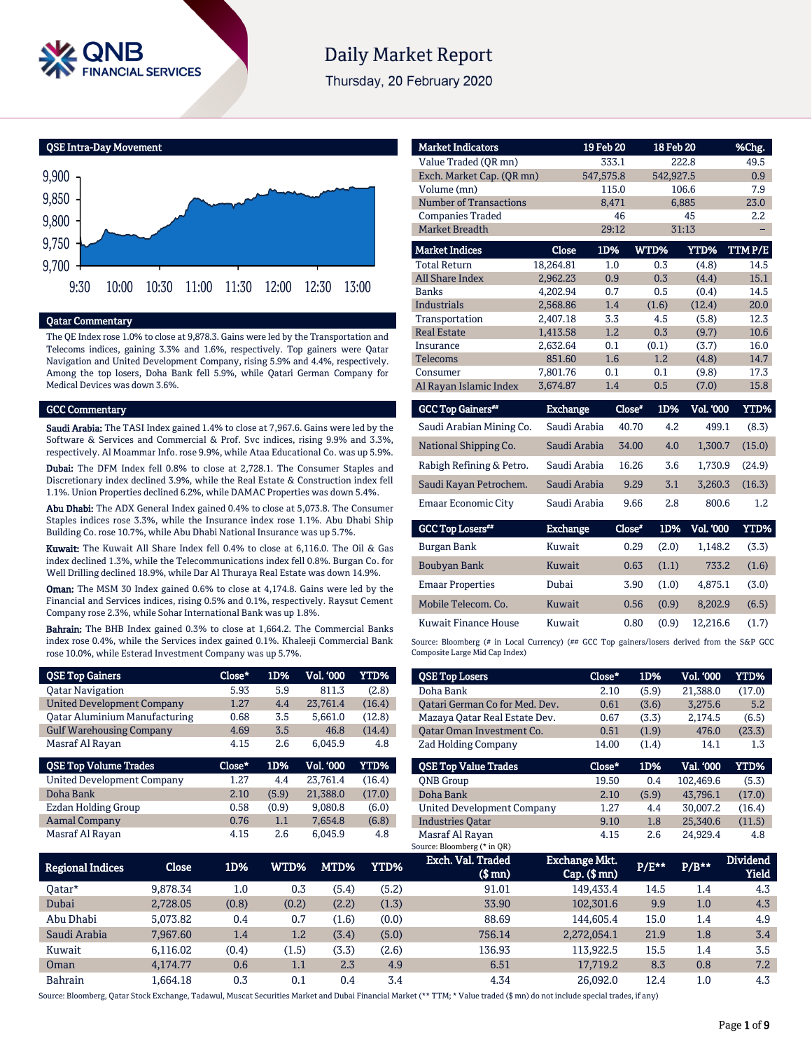# Daily Market Report

Thursday, 20 February 2020

## QSE Intra-Day Movement

## Qatar Commentary

The QE Index rose 1.0% to close at 9,878.3. Gains were led by the Transportation and Telecoms indices, gaining 3.3% and 1.6%, respectively. Top gainers were Qatar Navigation and United Development Company, rising 5.9% and 4.4%, respectively. Among the top losers, Doha Bank fell 5.9%, while Qatari German Company for Medical Devices was down 3.6%.

## GCC Commentary

**Saudi Arabia:** The TASI Index gained 1.4% to close at 7,967.6. Gains were led by the Software & Services and Commercial & Prof. Svc indices, rising 9.9% and 3.3%, respectively. Al Moammar Info. rose 9.9%, while Ataa Educational Co. was up 5.9%.

**Dubai:** The DFM Index fell 0.8% to close at 2,728.1. The Consumer Staples and Discretionary index declined 3.9%, while the Real Estate & Construction index fell 1.1%. Union Properties declined 6.2%, while DAMAC Properties was down 5.4%.

**Abu Dhabi:** The ADX General Index gained 0.4% to close at 5,073.8. The Consumer Staples indices rose 3.3%, while the Insurance index rose 1.1%. Abu Dhabi Ship Building Co. rose 10.7%, while Abu Dhabi National Insurance was up 5.7%.

**Kuwait:** The Kuwait All Share Index fell 0.4% to close at 6,116.0. The Oil & Gas index declined 1.3%, while the Telecommunications index fell 0.8%. Burgan Co. for Well Drilling declined 18.9%, while Dar Al Thuraya Real Estate was down 14.9%.

**Oman:** The MSM 30 Index gained 0.6% to close at 4,174.8. Gains were led by the Financial and Services indices, rising 0.5% and 0.1%, respectively. Raysut Cement Company rose 2.3%, while Sohar International Bank was up 1.8%.

**Bahrain:** The BHB Index gained 0.3% to close at 1,664.2. The Commercial Banks index rose 0.4%, while the Services index gained 0.1%. Khaleeji Commercial Bank rose 10.0%, while Esterad Investment Company was up 5.7%.

| Market Indicators | 19 Feb 20 | 18 Feb 20 | %Chg. |
|---|---|---|---|
| Value Traded (QR mn) | 333.1 | 222.8 | 49.5 |
| Exch. Market Cap. (QR mn) | 547,575.8 | 542,927.5 | 0.9 |
| Volume (mn) | 115.0 | 106.6 | 7.9 |
| Number of Transactions | 8,471 | 6,885 | 23.0 |
| Companies Traded | 46 | 45 | 2.2 |
| Market Breadth | 29:12 | 31:13 | – |

| Market Indices | Close | 1D% | WTD% | YTD% | TTM P/E |
|---|---|---|---|---|---|
| Total Return | 18,264.81 | 1.0 | 0.3 | (4.8) | 14.5 |
| All Share Index | 2,962.23 | 0.9 | 0.3 | (4.4) | 15.1 |
| Banks | 4,202.94 | 0.7 | 0.5 | (0.4) | 14.5 |
| Industrials | 2,568.86 | 1.4 | (1.6) | (12.4) | 20.0 |
| Transportation | 2,407.18 | 3.3 | 4.5 | (5.8) | 12.3 |
| Real Estate | 1,413.58 | 1.2 | 0.3 | (9.7) | 10.6 |
| Insurance | 2,632.64 | 0.1 | (0.1) | (3.7) | 16.0 |
| Telecoms | 851.60 | 1.6 | 1.2 | (4.8) | 14.7 |
| Consumer | 7,801.76 | 0.1 | 0.1 | (9.8) | 17.3 |
| Al Rayan Islamic Index | 3,674.87 | 1.4 | 0.5 | (7.0) | 15.8 |

| GCC Top Gainers## | Exchange | Close# | 1D% | Vol. '000 | YTD% |
|---|---|---|---|---|---|
| Saudi Arabian Mining Co. | Saudi Arabia | 40.70 | 4.2 | 499.1 | (8.3) |
| National Shipping Co. | Saudi Arabia | 34.00 | 4.0 | 1,300.7 | (15.0) |
| Rabigh Refining & Petro. | Saudi Arabia | 16.26 | 3.6 | 1,730.9 | (24.9) |
| Saudi Kayan Petrochem. | Saudi Arabia | 9.29 | 3.1 | 3,260.3 | (16.3) |
| Emaar Economic City | Saudi Arabia | 9.66 | 2.8 | 800.6 | 1.2 |

| GCC Top Losers## | Exchange | Close# | 1D% | Vol. '000 | YTD% |
|---|---|---|---|---|---|
| Burgan Bank | Kuwait | 0.29 | (2.0) | 1,148.2 | (3.3) |
| Boubyan Bank | Kuwait | 0.63 | (1.1) | 733.2 | (1.6) |
| Emaar Properties | Dubai | 3.90 | (1.0) | 4,875.1 | (3.0) |
| Mobile Telecom. Co. | Kuwait | 0.56 | (0.9) | 8,202.9 | (6.5) |
| Kuwait Finance House | Kuwait | 0.80 | (0.9) | 12,216.6 | (1.7) |

Source: Bloomberg (# in Local Currency) (## GCC Top gainers/losers derived from the S&P GCC Composite Large Mid Cap Index)

| QSE Top Gainers | Close* | 1D% | Vol. '000 | YTD% |
|---|---|---|---|---|
| Qatar Navigation | 5.93 | 5.9 | 811.3 | (2.8) |
| United Development Company | 1.27 | 4.4 | 23,761.4 | (16.4) |
| Qatar Aluminium Manufacturing | 0.68 | 3.5 | 5,661.0 | (12.8) |
| Gulf Warehousing Company | 4.69 | 3.5 | 46.8 | (14.4) |
| Masraf Al Rayan | 4.15 | 2.6 | 6,045.9 | 4.8 |

| QSE Top Volume Trades | Close* | 1D% | Vol. '000 | YTD% |
|---|---|---|---|---|
| United Development Company | 1.27 | 4.4 | 23,761.4 | (16.4) |
| Doha Bank | 2.10 | (5.9) | 21,388.0 | (17.0) |
| Ezdan Holding Group | 0.58 | (0.9) | 9,080.8 | (6.0) |
| Aamal Company | 0.76 | 1.1 | 7,654.8 | (6.8) |
| Masraf Al Rayan | 4.15 | 2.6 | 6,045.9 | 4.8 |

| QSE Top Losers | Close* | 1D% | Vol. '000 | YTD% |
|---|---|---|---|---|
| Doha Bank | 2.10 | (5.9) | 21,388.0 | (17.0) |
| Qatari German Co for Med. Dev. | 0.61 | (3.6) | 3,275.6 | 5.2 |
| Mazaya Qatar Real Estate Dev. | 0.67 | (3.3) | 2,174.5 | (6.5) |
| Qatar Oman Investment Co. | 0.51 | (1.9) | 476.0 | (23.3) |
| Zad Holding Company | 14.00 | (1.4) | 14.1 | 1.3 |

| QSE Top Value Trades | Close* | 1D% | Val. '000 | YTD% |
|---|---|---|---|---|
| QNB Group | 19.50 | 0.4 | 102,469.6 | (5.3) |
| Doha Bank | 2.10 | (5.9) | 43,796.1 | (17.0) |
| United Development Company | 1.27 | 4.4 | 30,007.2 | (16.4) |
| Industries Qatar | 9.10 | 1.8 | 25,340.6 | (11.5) |
| Masraf Al Rayan | 4.15 | 2.6 | 24,929.4 | 4.8 |

Source: Bloomberg (* in QR)

| Regional Indices | Close | 1D% | WTD% | MTD% | YTD% | Exch. Val. Traded ($ mn) | Exchange Mkt. Cap. ($ mn) | P/E** | P/B** | Dividend Yield |
|---|---|---|---|---|---|---|---|---|---|---|
| Qatar* | 9,878.34 | 1.0 | 0.3 | (5.4) | (5.2) | 91.01 | 149,433.4 | 14.5 | 1.4 | 4.3 |
| Dubai | 2,728.05 | (0.8) | (0.2) | (2.2) | (1.3) | 33.90 | 102,301.6 | 9.9 | 1.0 | 4.3 |
| Abu Dhabi | 5,073.82 | 0.4 | 0.7 | (1.6) | (0.0) | 88.69 | 144,605.4 | 15.0 | 1.4 | 4.9 |
| Saudi Arabia | 7,967.60 | 1.4 | 1.2 | (3.4) | (5.0) | 756.14 | 2,272,054.1 | 21.9 | 1.8 | 3.4 |
| Kuwait | 6,116.02 | (0.4) | (1.5) | (3.3) | (2.6) | 136.93 | 113,922.5 | 15.5 | 1.4 | 3.5 |
| Oman | 4,174.77 | 0.6 | 1.1 | 2.3 | 4.9 | 6.51 | 17,719.2 | 8.3 | 0.8 | 7.2 |
| Bahrain | 1,664.18 | 0.3 | 0.1 | 0.4 | 3.4 | 4.34 | 26,092.0 | 12.4 | 1.0 | 4.3 |

Source: Bloomberg, Qatar Stock Exchange, Tadawul, Muscat Securities Market and Dubai Financial Market (** TTM; * Value traded ($ mn) do not include special trades, if any)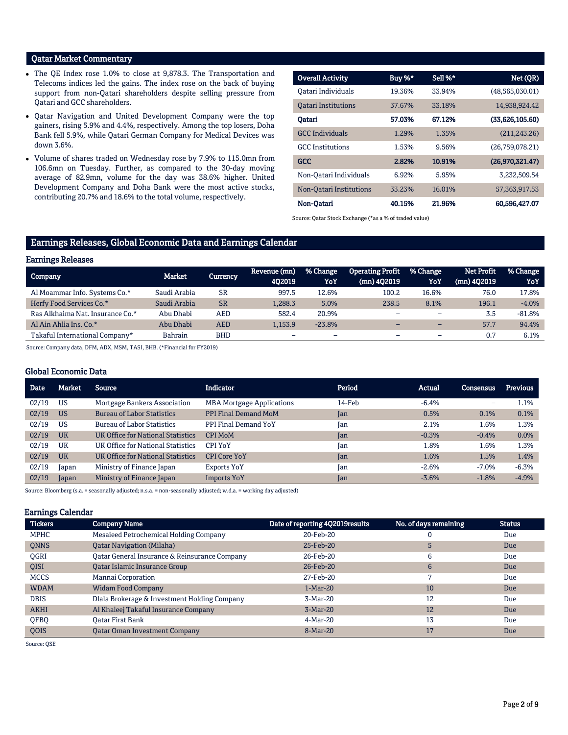## Qatar Market Commentary

- The QE Index rose 1.0% to close at 9,878.3. The Transportation and Telecoms indices led the gains. The index rose on the back of buying support from non-Qatari shareholders despite selling pressure from Qatari and GCC shareholders.
- Qatar Navigation and United Development Company were the top gainers, rising 5.9% and 4.4%, respectively. Among the top losers, Doha Bank fell 5.9%, while Qatari German Company for Medical Devices was down 3.6%.
- Volume of shares traded on Wednesday rose by 7.9% to 115.0mn from 106.6mn on Tuesday. Further, as compared to the 30-day moving average of 82.9mn, volume for the day was 38.6% higher. United Development Company and Doha Bank were the most active stocks, contributing 20.7% and 18.6% to the total volume, respectively.

| Overall Activity | Buy %* | Sell %* | Net (QR) |
|---|---|---|---|
| Qatari Individuals | 19.36% | 33.94% | (48,565,030.01) |
| Qatari Institutions | 37.67% | 33.18% | 14,938,924.42 |
| **Qatari** | **57.03%** | **67.12%** | **(33,626,105.60)** |
| GCC Individuals | 1.29% | 1.35% | (211,243.26) |
| GCC Institutions | 1.53% | 9.56% | (26,759,078.21) |
| **GCC** | **2.82%** | **10.91%** | **(26,970,321.47)** |
| Non-Qatari Individuals | 6.92% | 5.95% | 3,232,509.54 |
| Non-Qatari Institutions | 33.23% | 16.01% | 57,363,917.53 |
| **Non-Qatari** | **40.15%** | **21.96%** | **60,596,427.07** |

Source: Qatar Stock Exchange (*as a % of traded value)

## Earnings Releases, Global Economic Data and Earnings Calendar

### Earnings Releases

| Company | Market | Currency | Revenue (mn) 4Q2019 | % Change YoY | Operating Profit (mn) 4Q2019 | % Change YoY | Net Profit (mn) 4Q2019 | % Change YoY |
|---|---|---|---|---|---|---|---|---|
| Al Moammar Info. Systems Co.* | Saudi Arabia | SR | 997.5 | 12.6% | 100.2 | 16.6% | 76.0 | 17.8% |
| Herfy Food Services Co.* | Saudi Arabia | SR | 1,288.3 | 5.0% | 238.5 | 8.1% | 196.1 | -4.0% |
| Ras Alkhaima Nat. Insurance Co.* | Abu Dhabi | AED | 582.4 | 20.9% | – | – | 3.5 | -81.8% |
| Al Ain Ahlia Ins. Co.* | Abu Dhabi | AED | 1,153.9 | -23.8% | – | – | 57.7 | 94.4% |
| Takaful International Company* | Bahrain | BHD | – | – | – | – | 0.7 | 6.1% |

Source: Company data, DFM, ADX, MSM, TASI, BHB. (*Financial for FY2019)

### Global Economic Data

| Date | Market | Source | Indicator | Period | Actual | Consensus | Previous |
|---|---|---|---|---|---|---|---|
| 02/19 | US | Mortgage Bankers Association | MBA Mortgage Applications | 14-Feb | -6.4% | – | 1.1% |
| 02/19 | US | Bureau of Labor Statistics | PPI Final Demand MoM | Jan | 0.5% | 0.1% | 0.1% |
| 02/19 | US | Bureau of Labor Statistics | PPI Final Demand YoY | Jan | 2.1% | 1.6% | 1.3% |
| 02/19 | UK | UK Office for National Statistics | CPI MoM | Jan | -0.3% | -0.4% | 0.0% |
| 02/19 | UK | UK Office for National Statistics | CPI YoY | Jan | 1.8% | 1.6% | 1.3% |
| 02/19 | UK | UK Office for National Statistics | CPI Core YoY | Jan | 1.6% | 1.5% | 1.4% |
| 02/19 | Japan | Ministry of Finance Japan | Exports YoY | Jan | -2.6% | -7.0% | -6.3% |
| 02/19 | Japan | Ministry of Finance Japan | Imports YoY | Jan | -3.6% | -1.8% | -4.9% |

Source: Bloomberg (s.a. = seasonally adjusted; n.s.a. = non-seasonally adjusted; w.d.a. = working day adjusted)

### Earnings Calendar

| Tickers | Company Name | Date of reporting 4Q2019results | No. of days remaining | Status |
|---|---|---|---|---|
| MPHC | Mesaieed Petrochemical Holding Company | 20-Feb-20 | 0 | Due |
| QNNS | Qatar Navigation (Milaha) | 25-Feb-20 | 5 | Due |
| QGRI | Qatar General Insurance & Reinsurance Company | 26-Feb-20 | 6 | Due |
| QISI | Qatar Islamic Insurance Group | 26-Feb-20 | 6 | Due |
| MCCS | Mannai Corporation | 27-Feb-20 | 7 | Due |
| WDAM | Widam Food Company | 1-Mar-20 | 10 | Due |
| DBIS | Dlala Brokerage & Investment Holding Company | 3-Mar-20 | 12 | Due |
| AKHI | Al Khaleej Takaful Insurance Company | 3-Mar-20 | 12 | Due |
| QFBQ | Qatar First Bank | 4-Mar-20 | 13 | Due |
| QOIS | Qatar Oman Investment Company | 8-Mar-20 | 17 | Due |

Source: QSE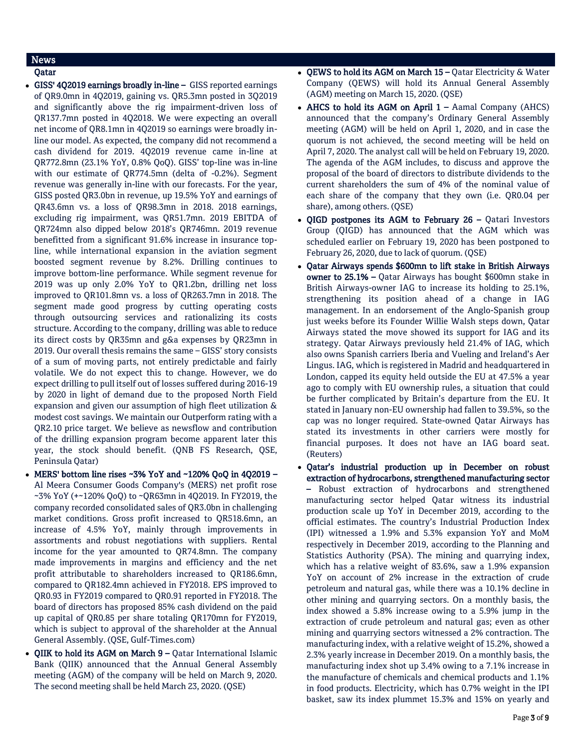## News

### Qatar

- **GISS' 4Q2019 earnings broadly in-line –** GISS reported earnings of QR9.0mn in 4Q2019, gaining vs. QR5.3mn posted in 3Q2019 and significantly above the rig impairment-driven loss of QR137.7mn posted in 4Q2018. We were expecting an overall net income of QR8.1mn in 4Q2019 so earnings were broadly in-line our model. As expected, the company did not recommend a cash dividend for 2019. 4Q2019 revenue came in-line at QR772.8mn (23.1% YoY, 0.8% QoQ). GISS' top-line was in-line with our estimate of QR774.5mn (delta of -0.2%). Segment revenue was generally in-line with our forecasts. For the year, GISS posted QR3.0bn in revenue, up 19.5% YoY and earnings of QR43.6mn vs. a loss of QR98.3mn in 2018. 2018 earnings, excluding rig impairment, was QR51.7mn. 2019 EBITDA of QR724mn also dipped below 2018's QR746mn. 2019 revenue benefitted from a significant 91.6% increase in insurance top-line, while international expansion in the aviation segment boosted segment revenue by 8.2%. Drilling continues to improve bottom-line performance. While segment revenue for 2019 was up only 2.0% YoY to QR1.2bn, drilling net loss improved to QR101.8mn vs. a loss of QR263.7mn in 2018. The segment made good progress by cutting operating costs through outsourcing services and rationalizing its costs structure. According to the company, drilling was able to reduce its direct costs by QR35mn and g&a expenses by QR23mn in 2019. Our overall thesis remains the same – GISS' story consists of a sum of moving parts, not entirely predictable and fairly volatile. We do not expect this to change. However, we do expect drilling to pull itself out of losses suffered during 2016-19 by 2020 in light of demand due to the proposed North Field expansion and given our assumption of high fleet utilization & modest cost savings. We maintain our Outperform rating with a QR2.10 price target. We believe as newsflow and contribution of the drilling expansion program become apparent later this year, the stock should benefit. (QNB FS Research, QSE, Peninsula Qatar)
- **MERS' bottom line rises ~3% YoY and ~120% QoQ in 4Q2019 –** Al Meera Consumer Goods Company's (MERS) net profit rose ~3% YoY (+~120% QoQ) to ~QR63mn in 4Q2019. In FY2019, the company recorded consolidated sales of QR3.0bn in challenging market conditions. Gross profit increased to QR518.6mn, an increase of 4.5% YoY, mainly through improvements in assortments and robust negotiations with suppliers. Rental income for the year amounted to QR74.8mn. The company made improvements in margins and efficiency and the net profit attributable to shareholders increased to QR186.6mn, compared to QR182.4mn achieved in FY2018. EPS improved to QR0.93 in FY2019 compared to QR0.91 reported in FY2018. The board of directors has proposed 85% cash dividend on the paid up capital of QR0.85 per share totaling QR170mn for FY2019, which is subject to approval of the shareholder at the Annual General Assembly. (QSE, Gulf-Times.com)
- **QIIK to hold its AGM on March 9 –** Qatar International Islamic Bank (QIIK) announced that the Annual General Assembly meeting (AGM) of the company will be held on March 9, 2020. The second meeting shall be held March 23, 2020. (QSE)
- **QEWS to hold its AGM on March 15 –** Qatar Electricity & Water Company (QEWS) will hold its Annual General Assembly (AGM) meeting on March 15, 2020. (QSE)
- **AHCS to hold its AGM on April 1 –** Aamal Company (AHCS) announced that the company's Ordinary General Assembly meeting (AGM) will be held on April 1, 2020, and in case the quorum is not achieved, the second meeting will be held on April 7, 2020. The analyst call will be held on February 19, 2020. The agenda of the AGM includes, to discuss and approve the proposal of the board of directors to distribute dividends to the current shareholders the sum of 4% of the nominal value of each share of the company that they own (i.e. QR0.04 per share), among others. (QSE)
- **QIGD postpones its AGM to February 26 –** Qatari Investors Group (QIGD) has announced that the AGM which was scheduled earlier on February 19, 2020 has been postponed to February 26, 2020, due to lack of quorum. (QSE)
- **Qatar Airways spends $600mn to lift stake in British Airways owner to 25.1% –** Qatar Airways has bought $600mn stake in British Airways-owner IAG to increase its holding to 25.1%, strengthening its position ahead of a change in IAG management. In an endorsement of the Anglo-Spanish group just weeks before its Founder Willie Walsh steps down, Qatar Airways stated the move showed its support for IAG and its strategy. Qatar Airways previously held 21.4% of IAG, which also owns Spanish carriers Iberia and Vueling and Ireland's Aer Lingus. IAG, which is registered in Madrid and headquartered in London, capped its equity held outside the EU at 47.5% a year ago to comply with EU ownership rules, a situation that could be further complicated by Britain's departure from the EU. It stated in January non-EU ownership had fallen to 39.5%, so the cap was no longer required. State-owned Qatar Airways has stated its investments in other carriers were mostly for financial purposes. It does not have an IAG board seat. (Reuters)
- **Qatar's industrial production up in December on robust extraction of hydrocarbons, strengthened manufacturing sector –** Robust extraction of hydrocarbons and strengthened manufacturing sector helped Qatar witness its industrial production scale up YoY in December 2019, according to the official estimates. The country's Industrial Production Index (IPI) witnessed a 1.9% and 5.3% expansion YoY and MoM respectively in December 2019, according to the Planning and Statistics Authority (PSA). The mining and quarrying index, which has a relative weight of 83.6%, saw a 1.9% expansion YoY on account of 2% increase in the extraction of crude petroleum and natural gas, while there was a 10.1% decline in other mining and quarrying sectors. On a monthly basis, the index showed a 5.8% increase owing to a 5.9% jump in the extraction of crude petroleum and natural gas; even as other mining and quarrying sectors witnessed a 2% contraction. The manufacturing index, with a relative weight of 15.2%, showed a 2.3% yearly increase in December 2019. On a monthly basis, the manufacturing index shot up 3.4% owing to a 7.1% increase in the manufacture of chemicals and chemical products and 1.1% in food products. Electricity, which has 0.7% weight in the IPI basket, saw its index plummet 15.3% and 15% on yearly and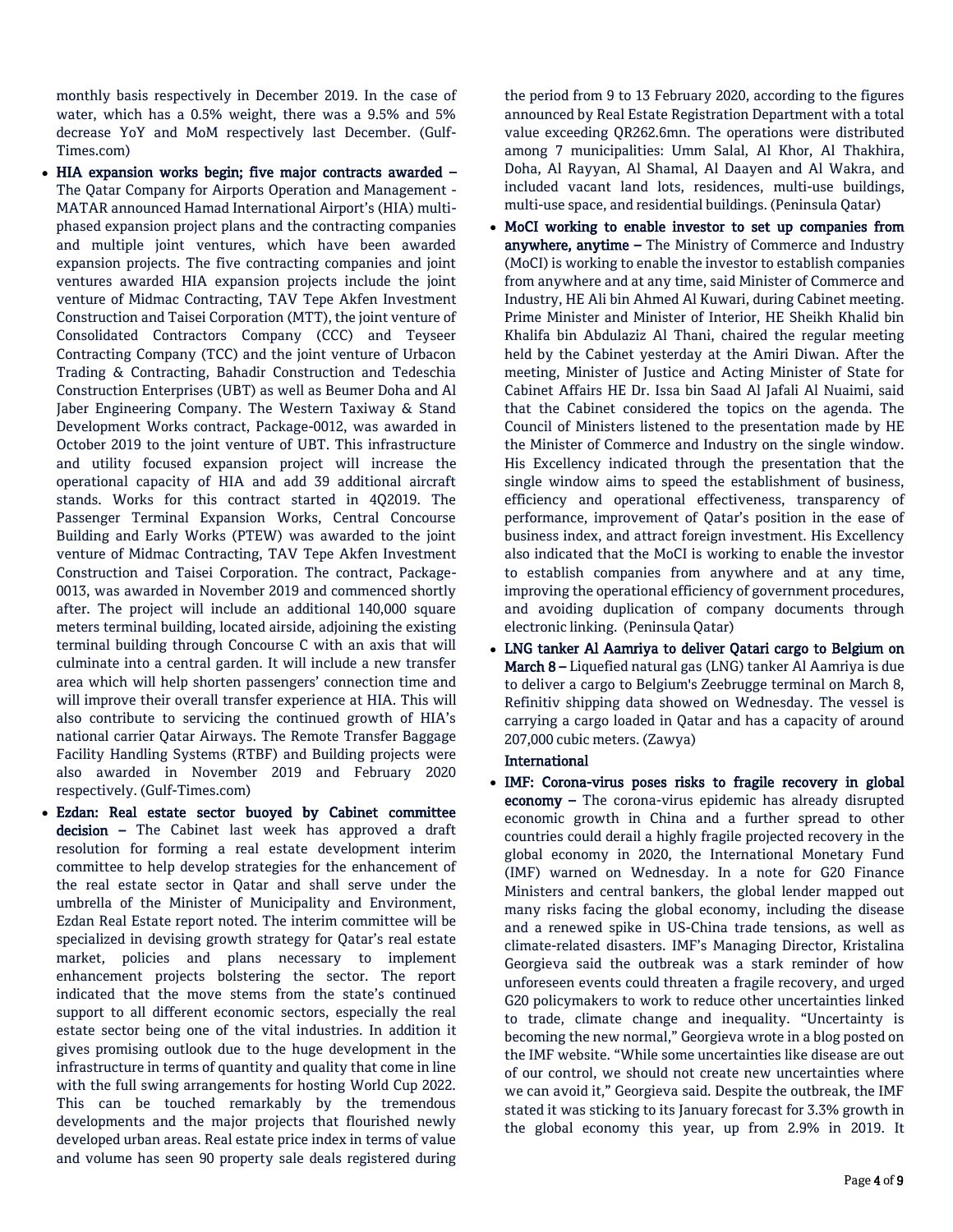monthly basis respectively in December 2019. In the case of water, which has a 0.5% weight, there was a 9.5% and 5% decrease YoY and MoM respectively last December. (Gulf-Times.com)

- **HIA expansion works begin; five major contracts awarded –** The Qatar Company for Airports Operation and Management - MATAR announced Hamad International Airport's (HIA) multi-phased expansion project plans and the contracting companies and multiple joint ventures, which have been awarded expansion projects. The five contracting companies and joint ventures awarded HIA expansion projects include the joint venture of Midmac Contracting, TAV Tepe Akfen Investment Construction and Taisei Corporation (MTT), the joint venture of Consolidated Contractors Company (CCC) and Teyseer Contracting Company (TCC) and the joint venture of Urbacon Trading & Contracting, Bahadir Construction and Tedeschia Construction Enterprises (UBT) as well as Beumer Doha and Al Jaber Engineering Company. The Western Taxiway & Stand Development Works contract, Package-0012, was awarded in October 2019 to the joint venture of UBT. This infrastructure and utility focused expansion project will increase the operational capacity of HIA and add 39 additional aircraft stands. Works for this contract started in 4Q2019. The Passenger Terminal Expansion Works, Central Concourse Building and Early Works (PTEW) was awarded to the joint venture of Midmac Contracting, TAV Tepe Akfen Investment Construction and Taisei Corporation. The contract, Package-0013, was awarded in November 2019 and commenced shortly after. The project will include an additional 140,000 square meters terminal building, located airside, adjoining the existing terminal building through Concourse C with an axis that will culminate into a central garden. It will include a new transfer area which will help shorten passengers' connection time and will improve their overall transfer experience at HIA. This will also contribute to servicing the continued growth of HIA's national carrier Qatar Airways. The Remote Transfer Baggage Facility Handling Systems (RTBF) and Building projects were also awarded in November 2019 and February 2020 respectively. (Gulf-Times.com)
- **Ezdan: Real estate sector buoyed by Cabinet committee decision –** The Cabinet last week has approved a draft resolution for forming a real estate development interim committee to help develop strategies for the enhancement of the real estate sector in Qatar and shall serve under the umbrella of the Minister of Municipality and Environment, Ezdan Real Estate report noted. The interim committee will be specialized in devising growth strategy for Qatar's real estate market, policies and plans necessary to implement enhancement projects bolstering the sector. The report indicated that the move stems from the state's continued support to all different economic sectors, especially the real estate sector being one of the vital industries. In addition it gives promising outlook due to the huge development in the infrastructure in terms of quantity and quality that come in line with the full swing arrangements for hosting World Cup 2022. This can be touched remarkably by the tremendous developments and the major projects that flourished newly developed urban areas. Real estate price index in terms of value and volume has seen 90 property sale deals registered during the period from 9 to 13 February 2020, according to the figures announced by Real Estate Registration Department with a total value exceeding QR262.6mn. The operations were distributed among 7 municipalities: Umm Salal, Al Khor, Al Thakhira, Doha, Al Rayyan, Al Shamal, Al Daayen and Al Wakra, and included vacant land lots, residences, multi-use buildings, multi-use space, and residential buildings. (Peninsula Qatar)
- **MoCI working to enable investor to set up companies from anywhere, anytime –** The Ministry of Commerce and Industry (MoCI) is working to enable the investor to establish companies from anywhere and at any time, said Minister of Commerce and Industry, HE Ali bin Ahmed Al Kuwari, during Cabinet meeting. Prime Minister and Minister of Interior, HE Sheikh Khalid bin Khalifa bin Abdulaziz Al Thani, chaired the regular meeting held by the Cabinet yesterday at the Amiri Diwan. After the meeting, Minister of Justice and Acting Minister of State for Cabinet Affairs HE Dr. Issa bin Saad Al Jafali Al Nuaimi, said that the Cabinet considered the topics on the agenda. The Council of Ministers listened to the presentation made by HE the Minister of Commerce and Industry on the single window. His Excellency indicated through the presentation that the single window aims to speed the establishment of business, efficiency and operational effectiveness, transparency of performance, improvement of Qatar's position in the ease of business index, and attract foreign investment. His Excellency also indicated that the MoCI is working to enable the investor to establish companies from anywhere and at any time, improving the operational efficiency of government procedures, and avoiding duplication of company documents through electronic linking. (Peninsula Qatar)
- **LNG tanker Al Aamriya to deliver Qatari cargo to Belgium on March 8 –** Liquefied natural gas (LNG) tanker Al Aamriya is due to deliver a cargo to Belgium's Zeebrugge terminal on March 8, Refinitiv shipping data showed on Wednesday. The vessel is carrying a cargo loaded in Qatar and has a capacity of around 207,000 cubic meters. (Zawya)

**International**

- **IMF: Corona-virus poses risks to fragile recovery in global economy –** The corona-virus epidemic has already disrupted economic growth in China and a further spread to other countries could derail a highly fragile projected recovery in the global economy in 2020, the International Monetary Fund (IMF) warned on Wednesday. In a note for G20 Finance Ministers and central bankers, the global lender mapped out many risks facing the global economy, including the disease and a renewed spike in US-China trade tensions, as well as climate-related disasters. IMF's Managing Director, Kristalina Georgieva said the outbreak was a stark reminder of how unforeseen events could threaten a fragile recovery, and urged G20 policymakers to work to reduce other uncertainties linked to trade, climate change and inequality. "Uncertainty is becoming the new normal," Georgieva wrote in a blog posted on the IMF website. "While some uncertainties like disease are out of our control, we should not create new uncertainties where we can avoid it," Georgieva said. Despite the outbreak, the IMF stated it was sticking to its January forecast for 3.3% growth in the global economy this year, up from 2.9% in 2019. It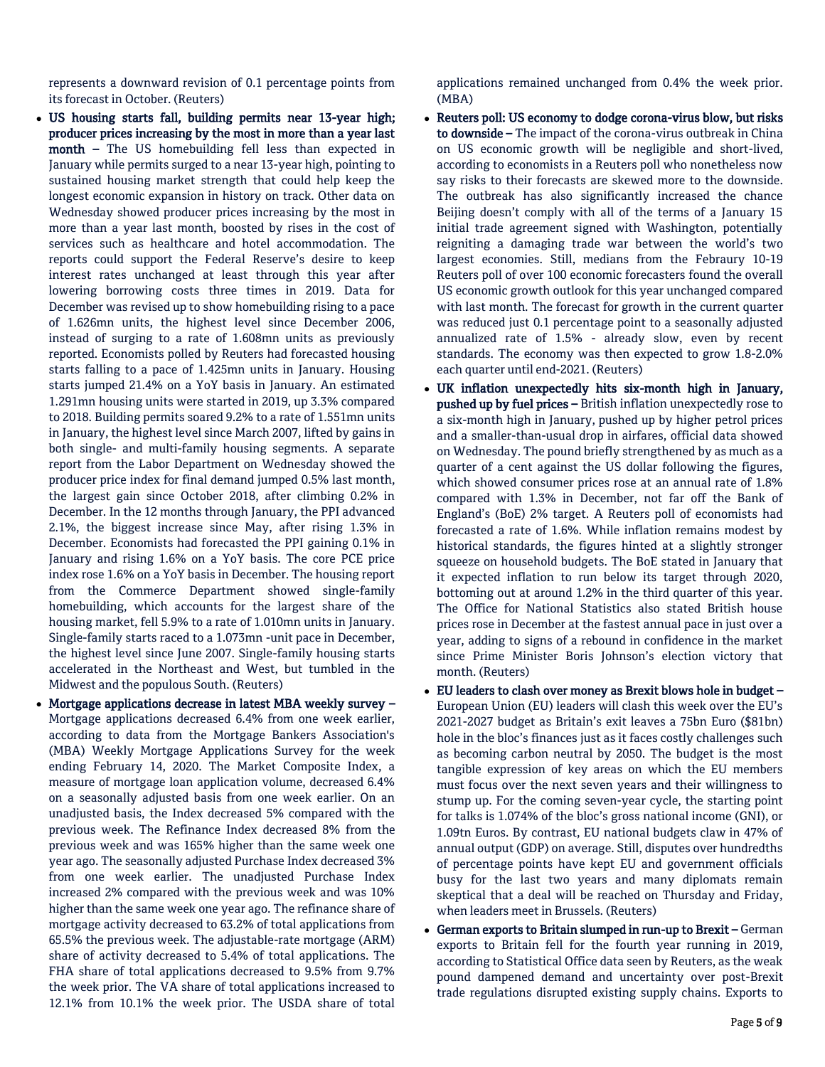represents a downward revision of 0.1 percentage points from its forecast in October. (Reuters)

- **US housing starts fall, building permits near 13-year high; producer prices increasing by the most in more than a year last month –** The US homebuilding fell less than expected in January while permits surged to a near 13-year high, pointing to sustained housing market strength that could help keep the longest economic expansion in history on track. Other data on Wednesday showed producer prices increasing by the most in more than a year last month, boosted by rises in the cost of services such as healthcare and hotel accommodation. The reports could support the Federal Reserve's desire to keep interest rates unchanged at least through this year after lowering borrowing costs three times in 2019. Data for December was revised up to show homebuilding rising to a pace of 1.626mn units, the highest level since December 2006, instead of surging to a rate of 1.608mn units as previously reported. Economists polled by Reuters had forecasted housing starts falling to a pace of 1.425mn units in January. Housing starts jumped 21.4% on a YoY basis in January. An estimated 1.291mn housing units were started in 2019, up 3.3% compared to 2018. Building permits soared 9.2% to a rate of 1.551mn units in January, the highest level since March 2007, lifted by gains in both single- and multi-family housing segments. A separate report from the Labor Department on Wednesday showed the producer price index for final demand jumped 0.5% last month, the largest gain since October 2018, after climbing 0.2% in December. In the 12 months through January, the PPI advanced 2.1%, the biggest increase since May, after rising 1.3% in December. Economists had forecasted the PPI gaining 0.1% in January and rising 1.6% on a YoY basis. The core PCE price index rose 1.6% on a YoY basis in December. The housing report from the Commerce Department showed single-family homebuilding, which accounts for the largest share of the housing market, fell 5.9% to a rate of 1.010mn units in January. Single-family starts raced to a 1.073mn -unit pace in December, the highest level since June 2007. Single-family housing starts accelerated in the Northeast and West, but tumbled in the Midwest and the populous South. (Reuters)

- **Mortgage applications decrease in latest MBA weekly survey –** Mortgage applications decreased 6.4% from one week earlier, according to data from the Mortgage Bankers Association's (MBA) Weekly Mortgage Applications Survey for the week ending February 14, 2020. The Market Composite Index, a measure of mortgage loan application volume, decreased 6.4% on a seasonally adjusted basis from one week earlier. On an unadjusted basis, the Index decreased 5% compared with the previous week. The Refinance Index decreased 8% from the previous week and was 165% higher than the same week one year ago. The seasonally adjusted Purchase Index decreased 3% from one week earlier. The unadjusted Purchase Index increased 2% compared with the previous week and was 10% higher than the same week one year ago. The refinance share of mortgage activity decreased to 63.2% of total applications from 65.5% the previous week. The adjustable-rate mortgage (ARM) share of activity decreased to 5.4% of total applications. The FHA share of total applications decreased to 9.5% from 9.7% the week prior. The VA share of total applications increased to 12.1% from 10.1% the week prior. The USDA share of total applications remained unchanged from 0.4% the week prior. (MBA)

- **Reuters poll: US economy to dodge corona-virus blow, but risks to downside –** The impact of the corona-virus outbreak in China on US economic growth will be negligible and short-lived, according to economists in a Reuters poll who nonetheless now say risks to their forecasts are skewed more to the downside. The outbreak has also significantly increased the chance Beijing doesn't comply with all of the terms of a January 15 initial trade agreement signed with Washington, potentially reigniting a damaging trade war between the world's two largest economies. Still, medians from the Febraury 10-19 Reuters poll of over 100 economic forecasters found the overall US economic growth outlook for this year unchanged compared with last month. The forecast for growth in the current quarter was reduced just 0.1 percentage point to a seasonally adjusted annualized rate of 1.5% - already slow, even by recent standards. The economy was then expected to grow 1.8-2.0% each quarter until end-2021. (Reuters)

- **UK inflation unexpectedly hits six-month high in January, pushed up by fuel prices –** British inflation unexpectedly rose to a six-month high in January, pushed up by higher petrol prices and a smaller-than-usual drop in airfares, official data showed on Wednesday. The pound briefly strengthened by as much as a quarter of a cent against the US dollar following the figures, which showed consumer prices rose at an annual rate of 1.8% compared with 1.3% in December, not far off the Bank of England's (BoE) 2% target. A Reuters poll of economists had forecasted a rate of 1.6%. While inflation remains modest by historical standards, the figures hinted at a slightly stronger squeeze on household budgets. The BoE stated in January that it expected inflation to run below its target through 2020, bottoming out at around 1.2% in the third quarter of this year. The Office for National Statistics also stated British house prices rose in December at the fastest annual pace in just over a year, adding to signs of a rebound in confidence in the market since Prime Minister Boris Johnson's election victory that month. (Reuters)

- **EU leaders to clash over money as Brexit blows hole in budget –** European Union (EU) leaders will clash this week over the EU's 2021-2027 budget as Britain's exit leaves a 75bn Euro ($81bn) hole in the bloc's finances just as it faces costly challenges such as becoming carbon neutral by 2050. The budget is the most tangible expression of key areas on which the EU members must focus over the next seven years and their willingness to stump up. For the coming seven-year cycle, the starting point for talks is 1.074% of the bloc's gross national income (GNI), or 1.09tn Euros. By contrast, EU national budgets claw in 47% of annual output (GDP) on average. Still, disputes over hundredths of percentage points have kept EU and government officials busy for the last two years and many diplomats remain skeptical that a deal will be reached on Thursday and Friday, when leaders meet in Brussels. (Reuters)

- **German exports to Britain slumped in run-up to Brexit –** German exports to Britain fell for the fourth year running in 2019, according to Statistical Office data seen by Reuters, as the weak pound dampened demand and uncertainty over post-Brexit trade regulations disrupted existing supply chains. Exports to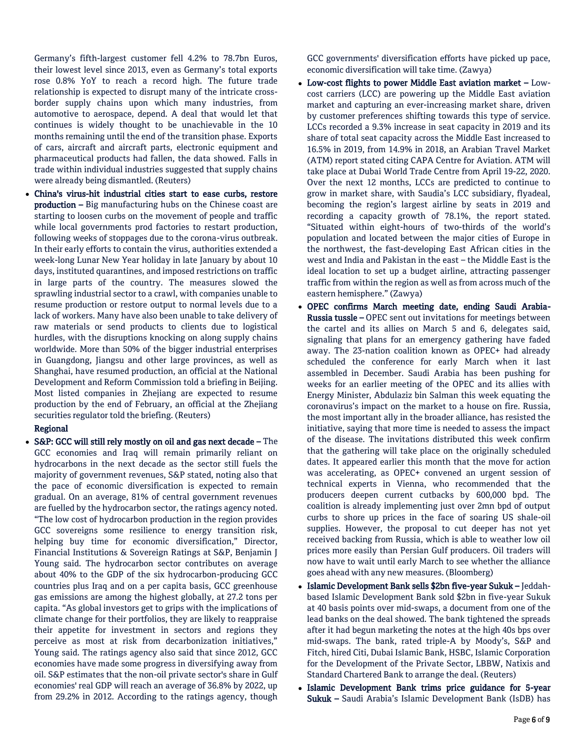Germany's fifth-largest customer fell 4.2% to 78.7bn Euros, their lowest level since 2013, even as Germany's total exports rose 0.8% YoY to reach a record high. The future trade relationship is expected to disrupt many of the intricate cross-border supply chains upon which many industries, from automotive to aerospace, depend. A deal that would let that continues is widely thought to be unachievable in the 10 months remaining until the end of the transition phase. Exports of cars, aircraft and aircraft parts, electronic equipment and pharmaceutical products had fallen, the data showed. Falls in trade within individual industries suggested that supply chains were already being dismantled. (Reuters)

- **China's virus-hit industrial cities start to ease curbs, restore production –** Big manufacturing hubs on the Chinese coast are starting to loosen curbs on the movement of people and traffic while local governments prod factories to restart production, following weeks of stoppages due to the corona-virus outbreak. In their early efforts to contain the virus, authorities extended a week-long Lunar New Year holiday in late January by about 10 days, instituted quarantines, and imposed restrictions on traffic in large parts of the country. The measures slowed the sprawling industrial sector to a crawl, with companies unable to resume production or restore output to normal levels due to a lack of workers. Many have also been unable to take delivery of raw materials or send products to clients due to logistical hurdles, with the disruptions knocking on along supply chains worldwide. More than 50% of the bigger industrial enterprises in Guangdong, Jiangsu and other large provinces, as well as Shanghai, have resumed production, an official at the National Development and Reform Commission told a briefing in Beijing. Most listed companies in Zhejiang are expected to resume production by the end of February, an official at the Zhejiang securities regulator told the briefing. (Reuters)

**Regional**

- **S&P: GCC will still rely mostly on oil and gas next decade –** The GCC economies and Iraq will remain primarily reliant on hydrocarbons in the next decade as the sector still fuels the majority of government revenues, S&P stated, noting also that the pace of economic diversification is expected to remain gradual. On an average, 81% of central government revenues are fuelled by the hydrocarbon sector, the ratings agency noted. "The low cost of hydrocarbon production in the region provides GCC sovereigns some resilience to energy transition risk, helping buy time for economic diversification," Director, Financial Institutions & Sovereign Ratings at S&P, Benjamin J Young said. The hydrocarbon sector contributes on average about 40% to the GDP of the six hydrocarbon-producing GCC countries plus Iraq and on a per capita basis, GCC greenhouse gas emissions are among the highest globally, at 27.2 tons per capita. "As global investors get to grips with the implications of climate change for their portfolios, they are likely to reappraise their appetite for investment in sectors and regions they perceive as most at risk from decarbonization initiatives," Young said. The ratings agency also said that since 2012, GCC economies have made some progress in diversifying away from oil. S&P estimates that the non-oil private sector's share in Gulf economies' real GDP will reach an average of 36.8% by 2022, up from 29.2% in 2012. According to the ratings agency, though GCC governments' diversification efforts have picked up pace, economic diversification will take time. (Zawya)
- **Low-cost flights to power Middle East aviation market –** Low-cost carriers (LCC) are powering up the Middle East aviation market and capturing an ever-increasing market share, driven by customer preferences shifting towards this type of service. LCCs recorded a 9.3% increase in seat capacity in 2019 and its share of total seat capacity across the Middle East increased to 16.5% in 2019, from 14.9% in 2018, an Arabian Travel Market (ATM) report stated citing CAPA Centre for Aviation. ATM will take place at Dubai World Trade Centre from April 19-22, 2020. Over the next 12 months, LCCs are predicted to continue to grow in market share, with Saudia's LCC subsidiary, flyadeal, becoming the region's largest airline by seats in 2019 and recording a capacity growth of 78.1%, the report stated. "Situated within eight-hours of two-thirds of the world's population and located between the major cities of Europe in the northwest, the fast-developing East African cities in the west and India and Pakistan in the east – the Middle East is the ideal location to set up a budget airline, attracting passenger traffic from within the region as well as from across much of the eastern hemisphere." (Zawya)
- **OPEC confirms March meeting date, ending Saudi Arabia-Russia tussle –** OPEC sent out invitations for meetings between the cartel and its allies on March 5 and 6, delegates said, signaling that plans for an emergency gathering have faded away. The 23-nation coalition known as OPEC+ had already scheduled the conference for early March when it last assembled in December. Saudi Arabia has been pushing for weeks for an earlier meeting of the OPEC and its allies with Energy Minister, Abdulaziz bin Salman this week equating the coronavirus's impact on the market to a house on fire. Russia, the most important ally in the broader alliance, has resisted the initiative, saying that more time is needed to assess the impact of the disease. The invitations distributed this week confirm that the gathering will take place on the originally scheduled dates. It appeared earlier this month that the move for action was accelerating, as OPEC+ convened an urgent session of technical experts in Vienna, who recommended that the producers deepen current cutbacks by 600,000 bpd. The coalition is already implementing just over 2mn bpd of output curbs to shore up prices in the face of soaring US shale-oil supplies. However, the proposal to cut deeper has not yet received backing from Russia, which is able to weather low oil prices more easily than Persian Gulf producers. Oil traders will now have to wait until early March to see whether the alliance goes ahead with any new measures. (Bloomberg)
- **Islamic Development Bank sells $2bn five-year Sukuk –** Jeddah-based Islamic Development Bank sold $2bn in five-year Sukuk at 40 basis points over mid-swaps, a document from one of the lead banks on the deal showed. The bank tightened the spreads after it had begun marketing the notes at the high 40s bps over mid-swaps. The bank, rated triple-A by Moody's, S&P and Fitch, hired Citi, Dubai Islamic Bank, HSBC, Islamic Corporation for the Development of the Private Sector, LBBW, Natixis and Standard Chartered Bank to arrange the deal. (Reuters)
- **Islamic Development Bank trims price guidance for 5-year Sukuk –** Saudi Arabia's Islamic Development Bank (IsDB) has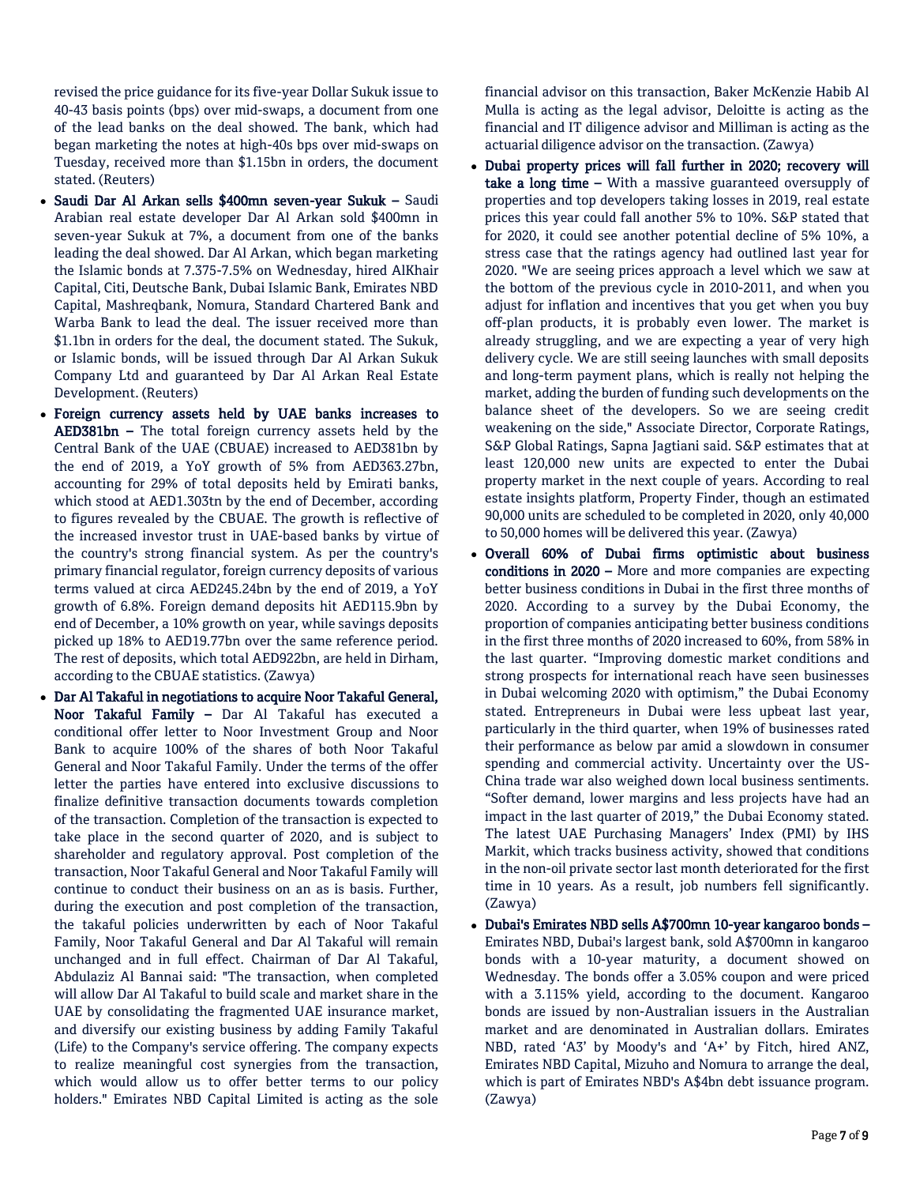revised the price guidance for its five-year Dollar Sukuk issue to 40-43 basis points (bps) over mid-swaps, a document from one of the lead banks on the deal showed. The bank, which had began marketing the notes at high-40s bps over mid-swaps on Tuesday, received more than $1.15bn in orders, the document stated. (Reuters)

- **Saudi Dar Al Arkan sells $400mn seven-year Sukuk –** Saudi Arabian real estate developer Dar Al Arkan sold $400mn in seven-year Sukuk at 7%, a document from one of the banks leading the deal showed. Dar Al Arkan, which began marketing the Islamic bonds at 7.375-7.5% on Wednesday, hired AlKhair Capital, Citi, Deutsche Bank, Dubai Islamic Bank, Emirates NBD Capital, Mashreqbank, Nomura, Standard Chartered Bank and Warba Bank to lead the deal. The issuer received more than $1.1bn in orders for the deal, the document stated. The Sukuk, or Islamic bonds, will be issued through Dar Al Arkan Sukuk Company Ltd and guaranteed by Dar Al Arkan Real Estate Development. (Reuters)
- **Foreign currency assets held by UAE banks increases to AED381bn –** The total foreign currency assets held by the Central Bank of the UAE (CBUAE) increased to AED381bn by the end of 2019, a YoY growth of 5% from AED363.27bn, accounting for 29% of total deposits held by Emirati banks, which stood at AED1.303tn by the end of December, according to figures revealed by the CBUAE. The growth is reflective of the increased investor trust in UAE-based banks by virtue of the country's strong financial system. As per the country's primary financial regulator, foreign currency deposits of various terms valued at circa AED245.24bn by the end of 2019, a YoY growth of 6.8%. Foreign demand deposits hit AED115.9bn by end of December, a 10% growth on year, while savings deposits picked up 18% to AED19.77bn over the same reference period. The rest of deposits, which total AED922bn, are held in Dirham, according to the CBUAE statistics. (Zawya)
- **Dar Al Takaful in negotiations to acquire Noor Takaful General, Noor Takaful Family –** Dar Al Takaful has executed a conditional offer letter to Noor Investment Group and Noor Bank to acquire 100% of the shares of both Noor Takaful General and Noor Takaful Family. Under the terms of the offer letter the parties have entered into exclusive discussions to finalize definitive transaction documents towards completion of the transaction. Completion of the transaction is expected to take place in the second quarter of 2020, and is subject to shareholder and regulatory approval. Post completion of the transaction, Noor Takaful General and Noor Takaful Family will continue to conduct their business on an as is basis. Further, during the execution and post completion of the transaction, the takaful policies underwritten by each of Noor Takaful Family, Noor Takaful General and Dar Al Takaful will remain unchanged and in full effect. Chairman of Dar Al Takaful, Abdulaziz Al Bannai said: "The transaction, when completed will allow Dar Al Takaful to build scale and market share in the UAE by consolidating the fragmented UAE insurance market, and diversify our existing business by adding Family Takaful (Life) to the Company's service offering. The company expects to realize meaningful cost synergies from the transaction, which would allow us to offer better terms to our policy holders." Emirates NBD Capital Limited is acting as the sole financial advisor on this transaction, Baker McKenzie Habib Al Mulla is acting as the legal advisor, Deloitte is acting as the financial and IT diligence advisor and Milliman is acting as the actuarial diligence advisor on the transaction. (Zawya)
- **Dubai property prices will fall further in 2020; recovery will take a long time –** With a massive guaranteed oversupply of properties and top developers taking losses in 2019, real estate prices this year could fall another 5% to 10%. S&P stated that for 2020, it could see another potential decline of 5% 10%, a stress case that the ratings agency had outlined last year for 2020. "We are seeing prices approach a level which we saw at the bottom of the previous cycle in 2010-2011, and when you adjust for inflation and incentives that you get when you buy off-plan products, it is probably even lower. The market is already struggling, and we are expecting a year of very high delivery cycle. We are still seeing launches with small deposits and long-term payment plans, which is really not helping the market, adding the burden of funding such developments on the balance sheet of the developers. So we are seeing credit weakening on the side," Associate Director, Corporate Ratings, S&P Global Ratings, Sapna Jagtiani said. S&P estimates that at least 120,000 new units are expected to enter the Dubai property market in the next couple of years. According to real estate insights platform, Property Finder, though an estimated 90,000 units are scheduled to be completed in 2020, only 40,000 to 50,000 homes will be delivered this year. (Zawya)
- **Overall 60% of Dubai firms optimistic about business conditions in 2020 –** More and more companies are expecting better business conditions in Dubai in the first three months of 2020. According to a survey by the Dubai Economy, the proportion of companies anticipating better business conditions in the first three months of 2020 increased to 60%, from 58% in the last quarter. "Improving domestic market conditions and strong prospects for international reach have seen businesses in Dubai welcoming 2020 with optimism," the Dubai Economy stated. Entrepreneurs in Dubai were less upbeat last year, particularly in the third quarter, when 19% of businesses rated their performance as below par amid a slowdown in consumer spending and commercial activity. Uncertainty over the US-China trade war also weighed down local business sentiments. "Softer demand, lower margins and less projects have had an impact in the last quarter of 2019," the Dubai Economy stated. The latest UAE Purchasing Managers' Index (PMI) by IHS Markit, which tracks business activity, showed that conditions in the non-oil private sector last month deteriorated for the first time in 10 years. As a result, job numbers fell significantly. (Zawya)
- **Dubai's Emirates NBD sells A$700mn 10-year kangaroo bonds –** Emirates NBD, Dubai's largest bank, sold A$700mn in kangaroo bonds with a 10-year maturity, a document showed on Wednesday. The bonds offer a 3.05% coupon and were priced with a 3.115% yield, according to the document. Kangaroo bonds are issued by non-Australian issuers in the Australian market and are denominated in Australian dollars. Emirates NBD, rated 'A3' by Moody's and 'A+' by Fitch, hired ANZ, Emirates NBD Capital, Mizuho and Nomura to arrange the deal, which is part of Emirates NBD's A$4bn debt issuance program. (Zawya)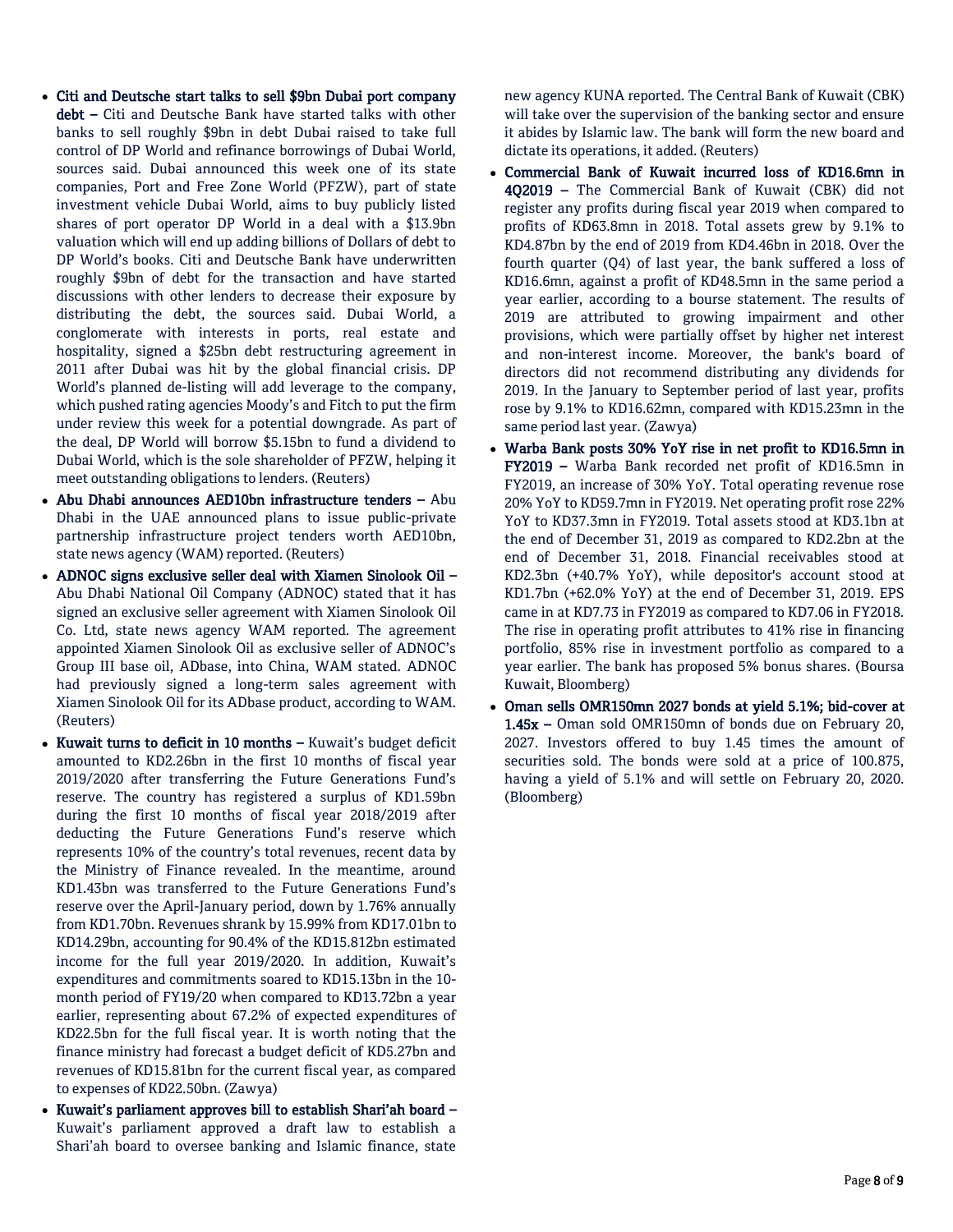- **Citi and Deutsche start talks to sell $9bn Dubai port company debt –** Citi and Deutsche Bank have started talks with other banks to sell roughly $9bn in debt Dubai raised to take full control of DP World and refinance borrowings of Dubai World, sources said. Dubai announced this week one of its state companies, Port and Free Zone World (PFZW), part of state investment vehicle Dubai World, aims to buy publicly listed shares of port operator DP World in a deal with a $13.9bn valuation which will end up adding billions of Dollars of debt to DP World's books. Citi and Deutsche Bank have underwritten roughly $9bn of debt for the transaction and have started discussions with other lenders to decrease their exposure by distributing the debt, the sources said. Dubai World, a conglomerate with interests in ports, real estate and hospitality, signed a $25bn debt restructuring agreement in 2011 after Dubai was hit by the global financial crisis. DP World's planned de-listing will add leverage to the company, which pushed rating agencies Moody's and Fitch to put the firm under review this week for a potential downgrade. As part of the deal, DP World will borrow $5.15bn to fund a dividend to Dubai World, which is the sole shareholder of PFZW, helping it meet outstanding obligations to lenders. (Reuters)
- **Abu Dhabi announces AED10bn infrastructure tenders –** Abu Dhabi in the UAE announced plans to issue public-private partnership infrastructure project tenders worth AED10bn, state news agency (WAM) reported. (Reuters)
- **ADNOC signs exclusive seller deal with Xiamen Sinolook Oil –** Abu Dhabi National Oil Company (ADNOC) stated that it has signed an exclusive seller agreement with Xiamen Sinolook Oil Co. Ltd, state news agency WAM reported. The agreement appointed Xiamen Sinolook Oil as exclusive seller of ADNOC's Group III base oil, ADbase, into China, WAM stated. ADNOC had previously signed a long-term sales agreement with Xiamen Sinolook Oil for its ADbase product, according to WAM. (Reuters)
- **Kuwait turns to deficit in 10 months –** Kuwait's budget deficit amounted to KD2.26bn in the first 10 months of fiscal year 2019/2020 after transferring the Future Generations Fund's reserve. The country has registered a surplus of KD1.59bn during the first 10 months of fiscal year 2018/2019 after deducting the Future Generations Fund's reserve which represents 10% of the country's total revenues, recent data by the Ministry of Finance revealed. In the meantime, around KD1.43bn was transferred to the Future Generations Fund's reserve over the April-January period, down by 1.76% annually from KD1.70bn. Revenues shrank by 15.99% from KD17.01bn to KD14.29bn, accounting for 90.4% of the KD15.812bn estimated income for the full year 2019/2020. In addition, Kuwait's expenditures and commitments soared to KD15.13bn in the 10-month period of FY19/20 when compared to KD13.72bn a year earlier, representing about 67.2% of expected expenditures of KD22.5bn for the full fiscal year. It is worth noting that the finance ministry had forecast a budget deficit of KD5.27bn and revenues of KD15.81bn for the current fiscal year, as compared to expenses of KD22.50bn. (Zawya)
- **Kuwait's parliament approves bill to establish Shari'ah board –** Kuwait's parliament approved a draft law to establish a Shari'ah board to oversee banking and Islamic finance, state new agency KUNA reported. The Central Bank of Kuwait (CBK) will take over the supervision of the banking sector and ensure it abides by Islamic law. The bank will form the new board and dictate its operations, it added. (Reuters)
- **Commercial Bank of Kuwait incurred loss of KD16.6mn in 4Q2019 –** The Commercial Bank of Kuwait (CBK) did not register any profits during fiscal year 2019 when compared to profits of KD63.8mn in 2018. Total assets grew by 9.1% to KD4.87bn by the end of 2019 from KD4.46bn in 2018. Over the fourth quarter (Q4) of last year, the bank suffered a loss of KD16.6mn, against a profit of KD48.5mn in the same period a year earlier, according to a bourse statement. The results of 2019 are attributed to growing impairment and other provisions, which were partially offset by higher net interest and non-interest income. Moreover, the bank's board of directors did not recommend distributing any dividends for 2019. In the January to September period of last year, profits rose by 9.1% to KD16.62mn, compared with KD15.23mn in the same period last year. (Zawya)
- **Warba Bank posts 30% YoY rise in net profit to KD16.5mn in FY2019 –** Warba Bank recorded net profit of KD16.5mn in FY2019, an increase of 30% YoY. Total operating revenue rose 20% YoY to KD59.7mn in FY2019. Net operating profit rose 22% YoY to KD37.3mn in FY2019. Total assets stood at KD3.1bn at the end of December 31, 2019 as compared to KD2.2bn at the end of December 31, 2018. Financial receivables stood at KD2.3bn (+40.7% YoY), while depositor's account stood at KD1.7bn (+62.0% YoY) at the end of December 31, 2019. EPS came in at KD7.73 in FY2019 as compared to KD7.06 in FY2018. The rise in operating profit attributes to 41% rise in financing portfolio, 85% rise in investment portfolio as compared to a year earlier. The bank has proposed 5% bonus shares. (Boursa Kuwait, Bloomberg)
- **Oman sells OMR150mn 2027 bonds at yield 5.1%; bid-cover at 1.45x –** Oman sold OMR150mn of bonds due on February 20, 2027. Investors offered to buy 1.45 times the amount of securities sold. The bonds were sold at a price of 100.875, having a yield of 5.1% and will settle on February 20, 2020. (Bloomberg)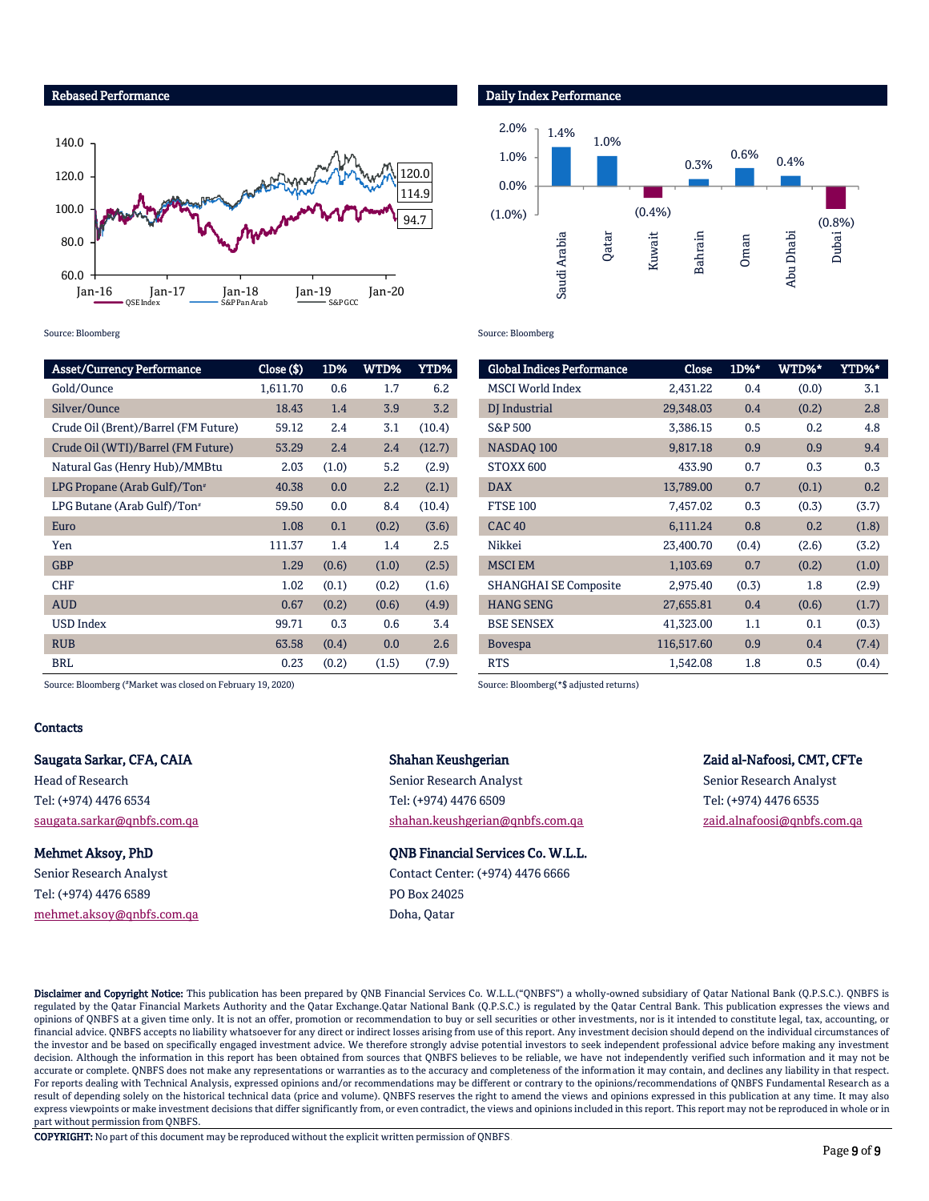## Rebased Performance

140.0
120.0
100.0
80.0
60.0
Jan-16
Jan-17
Jan-18
Jan-19
Jan-20
120.0
114.9
94.7
QSE Index
S&P Pan Arab
S&P GCC

Source: Bloomberg

## Daily Index Performance

2.0%
1.0%
0.0%
(1.0%)
1.4%
1.0%
(0.4%)
0.3%
0.6%
0.4%
(0.8%)
Saudi Arabia
Qatar
Kuwait
Bahrain
Oman
Abu Dhabi
Dubai

Source: Bloomberg

| Asset/Currency Performance | Close ($) | 1D% | WTD% | YTD% |
|---|---|---|---|---|
| Gold/Ounce | 1,611.70 | 0.6 | 1.7 | 6.2 |
| Silver/Ounce | 18.43 | 1.4 | 3.9 | 3.2 |
| Crude Oil (Brent)/Barrel (FM Future) | 59.12 | 2.4 | 3.1 | (10.4) |
| Crude Oil (WTI)/Barrel (FM Future) | 53.29 | 2.4 | 2.4 | (12.7) |
| Natural Gas (Henry Hub)/MMBtu | 2.03 | (1.0) | 5.2 | (2.9) |
| LPG Propane (Arab Gulf)/Ton# | 40.38 | 0.0 | 2.2 | (2.1) |
| LPG Butane (Arab Gulf)/Ton# | 59.50 | 0.0 | 8.4 | (10.4) |
| Euro | 1.08 | 0.1 | (0.2) | (3.6) |
| Yen | 111.37 | 1.4 | 1.4 | 2.5 |
| GBP | 1.29 | (0.6) | (1.0) | (2.5) |
| CHF | 1.02 | (0.1) | (0.2) | (1.6) |
| AUD | 0.67 | (0.2) | (0.6) | (4.9) |
| USD Index | 99.71 | 0.3 | 0.6 | 3.4 |
| RUB | 63.58 | (0.4) | 0.0 | 2.6 |
| BRL | 0.23 | (0.2) | (1.5) | (7.9) |

Source: Bloomberg (#Market was closed on February 19, 2020)

| Global Indices Performance | Close | 1D%* | WTD%* | YTD%* |
|---|---|---|---|---|
| MSCI World Index | 2,431.22 | 0.4 | (0.0) | 3.1 |
| DJ Industrial | 29,348.03 | 0.4 | (0.2) | 2.8 |
| S&P 500 | 3,386.15 | 0.5 | 0.2 | 4.8 |
| NASDAQ 100 | 9,817.18 | 0.9 | 0.9 | 9.4 |
| STOXX 600 | 433.90 | 0.7 | 0.3 | 0.3 |
| DAX | 13,789.00 | 0.7 | (0.1) | 0.2 |
| FTSE 100 | 7,457.02 | 0.3 | (0.3) | (3.7) |
| CAC 40 | 6,111.24 | 0.8 | 0.2 | (1.8) |
| Nikkei | 23,400.70 | (0.4) | (2.6) | (3.2) |
| MSCI EM | 1,103.69 | 0.7 | (0.2) | (1.0) |
| SHANGHAI SE Composite | 2,975.40 | (0.3) | 1.8 | (2.9) |
| HANG SENG | 27,655.81 | 0.4 | (0.6) | (1.7) |
| BSE SENSEX | 41,323.00 | 1.1 | 0.1 | (0.3) |
| Bovespa | 116,517.60 | 0.9 | 0.4 | (7.4) |
| RTS | 1,542.08 | 1.8 | 0.5 | (0.4) |

Source: Bloomberg(*$ adjusted returns)

### Contacts

**Saugata Sarkar, CFA, CAIA**
Head of Research
Tel: (+974) 4476 6534
saugata.sarkar@qnbfs.com.qa

**Shahan Keushgerian**
Senior Research Analyst
Tel: (+974) 4476 6509
shahan.keushgerian@qnbfs.com.qa

**Zaid al-Nafoosi, CMT, CFTe**
Senior Research Analyst
Tel: (+974) 4476 6535
zaid.alnafoosi@qnbfs.com.qa

**Mehmet Aksoy, PhD**
Senior Research Analyst
Tel: (+974) 4476 6589
mehmet.aksoy@qnbfs.com.qa

**QNB Financial Services Co. W.L.L.**
Contact Center: (+974) 4476 6666
PO Box 24025
Doha, Qatar

**Disclaimer and Copyright Notice:** This publication has been prepared by QNB Financial Services Co. W.L.L.("QNBFS") a wholly-owned subsidiary of Qatar National Bank (Q.P.S.C.). QNBFS is regulated by the Qatar Financial Markets Authority and the Qatar Exchange.Qatar National Bank (Q.P.S.C.) is regulated by the Qatar Central Bank. This publication expresses the views and opinions of QNBFS at a given time only. It is not an offer, promotion or recommendation to buy or sell securities or other investments, nor is it intended to constitute legal, tax, accounting, or financial advice. QNBFS accepts no liability whatsoever for any direct or indirect losses arising from use of this report. Any investment decision should depend on the individual circumstances of the investor and be based on specifically engaged investment advice. We therefore strongly advise potential investors to seek independent professional advice before making any investment decision. Although the information in this report has been obtained from sources that QNBFS believes to be reliable, we have not independently verified such information and it may not be accurate or complete. QNBFS does not make any representations or warranties as to the accuracy and completeness of the information it may contain, and declines any liability in that respect. For reports dealing with Technical Analysis, expressed opinions and/or recommendations may be different or contrary to the opinions/recommendations of QNBFS Fundamental Research as a result of depending solely on the historical technical data (price and volume). QNBFS reserves the right to amend the views and opinions expressed in this publication at any time. It may also express viewpoints or make investment decisions that differ significantly from, or even contradict, the views and opinions included in this report. This report may not be reproduced in whole or in part without permission from QNBFS.

**COPYRIGHT:** No part of this document may be reproduced without the explicit written permission of QNBFS